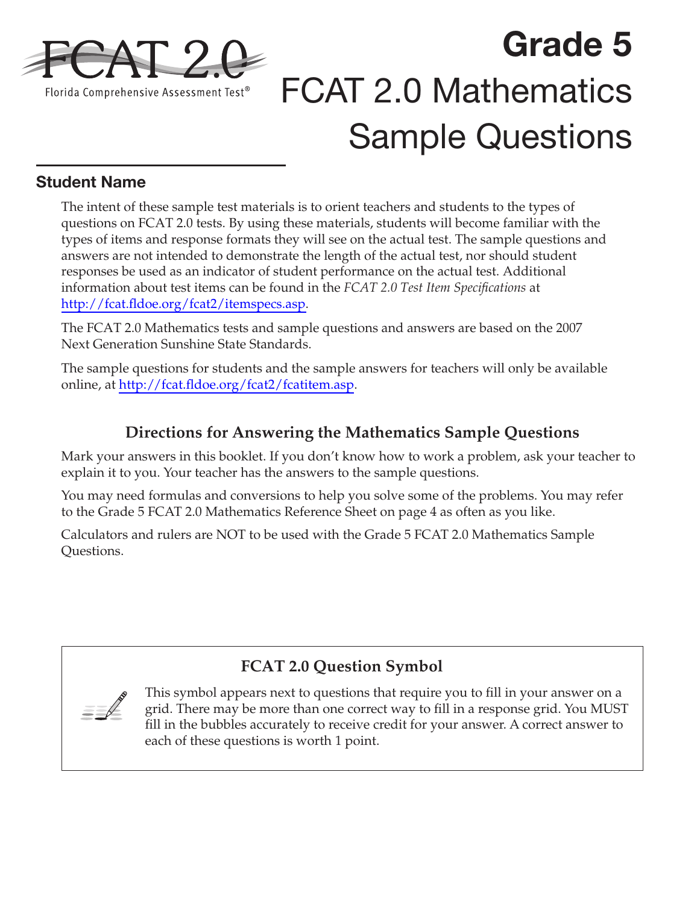FCAT 2.0

Florida Comprehensive Assessment Test®

# Grade 5

# FCAT 2.0 Mathematics Sample Questions

**Student Name**

The intent of these sample test materials is to orient teachers and students to the types of questions on FCAT 2.0 tests. By using these materials, students will become familiar with the types of items and response formats they will see on the actual test. The sample questions and answers are not intended to demonstrate the length of the actual test, nor should student responses be used as an indicator of student performance on the actual test. Additional information about test items can be found in the *FCAT 2.0 Test Item Specifications* at http://fcat.fldoe.org/fcat2/itemspecs.asp.

The FCAT 2.0 Mathematics tests and sample questions and answers are based on the 2007 Next Generation Sunshine State Standards.

The sample questions for students and the sample answers for teachers will only be available online, at http://fcat.fldoe.org/fcat2/fcatitem.asp.

## Directions for Answering the Mathematics Sample Questions

Mark your answers in this booklet. If you don't know how to work a problem, ask your teacher to explain it to you. Your teacher has the answers to the sample questions.

You may need formulas and conversions to help you solve some of the problems. You may refer to the Grade 5 FCAT 2.0 Mathematics Reference Sheet on page 4 as often as you like.

Calculators and rulers are NOT to be used with the Grade 5 FCAT 2.0 Mathematics Sample Questions.

### FCAT 2.0 Question Symbol

This symbol appears next to questions that require you to fill in your answer on a grid. There may be more than one correct way to fill in a response grid. You MUST fill in the bubbles accurately to receive credit for your answer. A correct answer to each of these questions is worth 1 point.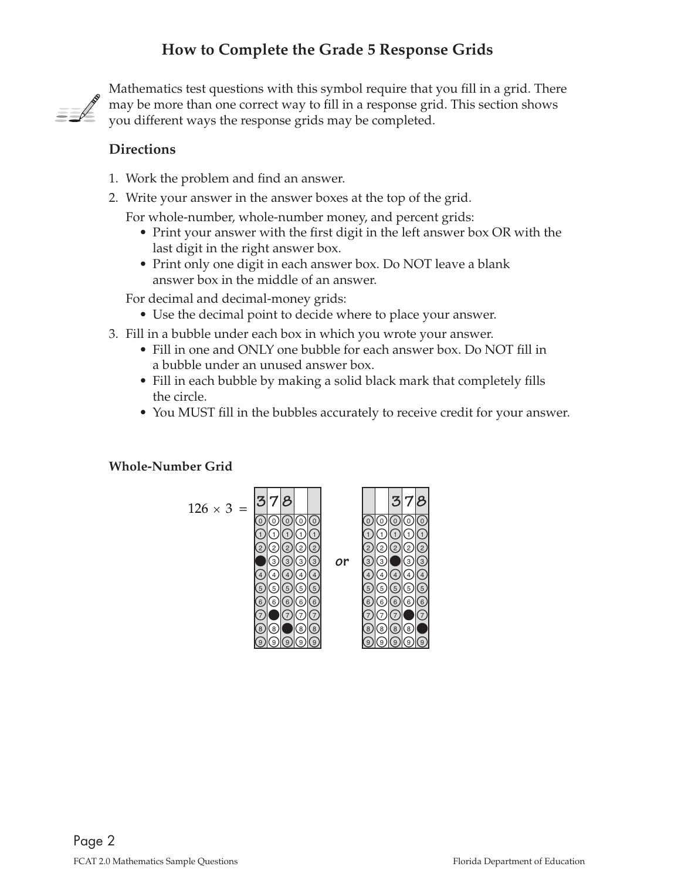# How to Complete the Grade 5 Response Grids

Mathematics test questions with this symbol require that you fill in a grid. There may be more than one correct way to fill in a response grid. This section shows you different ways the response grids may be completed.

## Directions

1. Work the problem and find an answer.
2. Write your answer in the answer boxes at the top of the grid.

   For whole-number, whole-number money, and percent grids:
   - Print your answer with the first digit in the left answer box OR with the last digit in the right answer box.
   - Print only one digit in each answer box. Do NOT leave a blank answer box in the middle of an answer.

   For decimal and decimal-money grids:
   - Use the decimal point to decide where to place your answer.
3. Fill in a bubble under each box in which you wrote your answer.
   - Fill in one and ONLY one bubble for each answer box. Do NOT fill in a bubble under an unused answer box.
   - Fill in each bubble by making a solid black mark that completely fills the circle.
   - You MUST fill in the bubbles accurately to receive credit for your answer.

### Whole-Number Grid

$126 \times 3 =$

| 3 | 7 | 8 | | |
|---|---|---|---|---|

*or*

| | | 3 | 7 | 8 |
|---|---|---|---|---|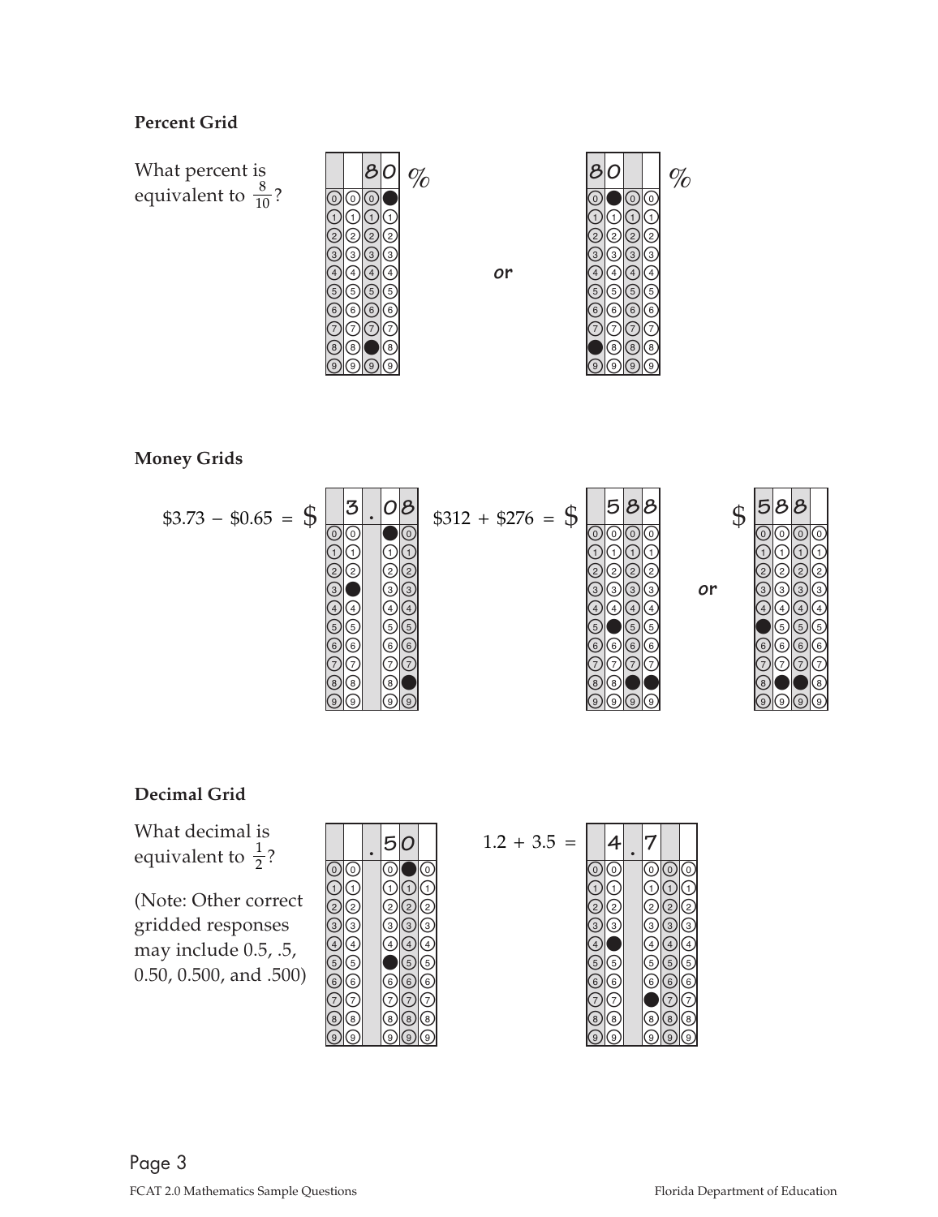### Percent Grid

What percent is equivalent to $\frac{8}{10}$?

80 %

*or*

80 %

### Money Grids

$\$3.73 - \$0.65 = \$$ 3.08

$\$312 + \$276 = \$$ 588

*or*

$ 588

### Decimal Grid

What decimal is equivalent to $\frac{1}{2}$?

(Note: Other correct gridded responses may include 0.5, .5, 0.50, 0.500, and .500)

.50

$1.2 + 3.5 =$ 4.7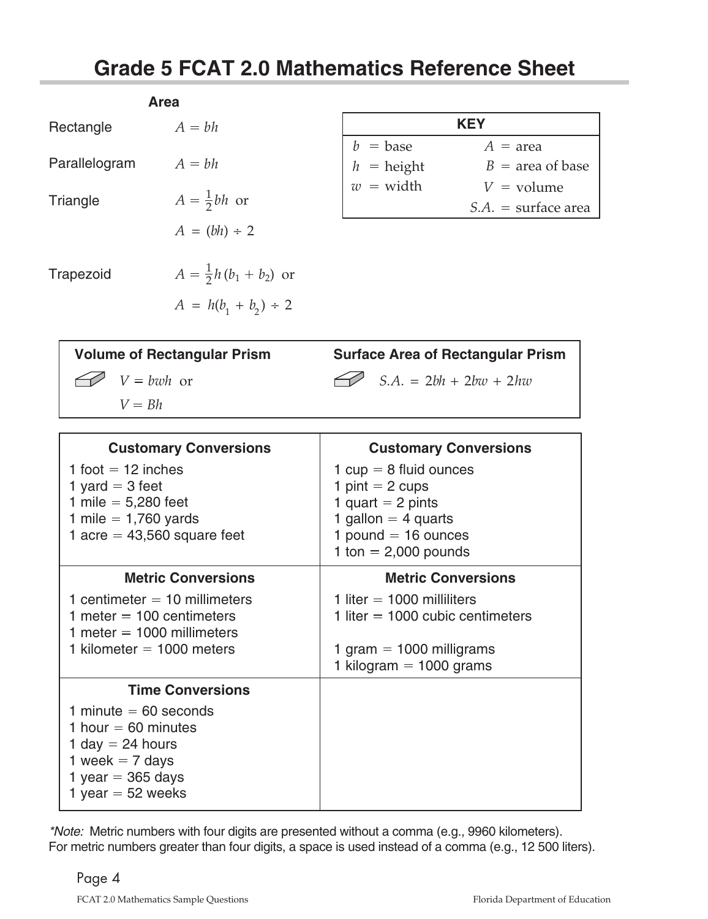# Grade 5 FCAT 2.0 Mathematics Reference Sheet

**Area**

| | |
|---|---|
| Rectangle | $A = bh$ |
| Parallelogram | $A = bh$ |
| Triangle | $A = \frac{1}{2}bh$ or $A = (bh) \div 2$ |
| Trapezoid | $A = \frac{1}{2}h(b_1 + b_2)$ or $A = h(b_1 + b_2) \div 2$ |

| KEY | |
|---|---|
| $b$ = base | $A$ = area |
| $h$ = height | $B$ = area of base |
| $w$ = width | $V$ = volume |
| | $S.A.$ = surface area |

| Volume of Rectangular Prism | Surface Area of Rectangular Prism |
|---|---|
| $V = bwh$ or $V = Bh$ | $S.A. = 2bh + 2bw + 2hw$ |

| Customary Conversions | Customary Conversions |
|---|---|
| 1 foot = 12 inches<br>1 yard = 3 feet<br>1 mile = 5,280 feet<br>1 mile = 1,760 yards<br>1 acre = 43,560 square feet | 1 cup = 8 fluid ounces<br>1 pint = 2 cups<br>1 quart = 2 pints<br>1 gallon = 4 quarts<br>1 pound = 16 ounces<br>1 ton = 2,000 pounds |
| **Metric Conversions** | **Metric Conversions** |
| 1 centimeter = 10 millimeters<br>1 meter = 100 centimeters<br>1 meter = 1000 millimeters<br>1 kilometer = 1000 meters | 1 liter = 1000 milliliters<br>1 liter = 1000 cubic centimeters<br><br>1 gram = 1000 milligrams<br>1 kilogram = 1000 grams |
| **Time Conversions** | |
| 1 minute = 60 seconds<br>1 hour = 60 minutes<br>1 day = 24 hours<br>1 week = 7 days<br>1 year = 365 days<br>1 year = 52 weeks | |

**Note:* Metric numbers with four digits are presented without a comma (e.g., 9960 kilometers). For metric numbers greater than four digits, a space is used instead of a comma (e.g., 12 500 liters).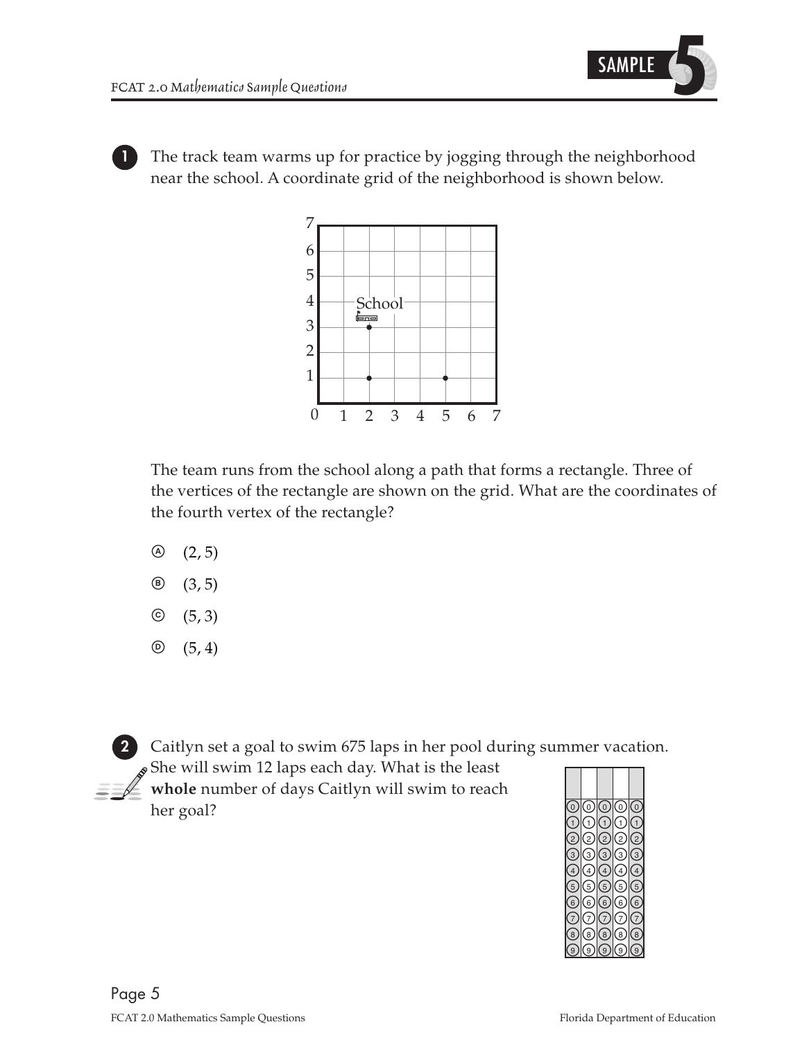**1** The track team warms up for practice by jogging through the neighborhood near the school. A coordinate grid of the neighborhood is shown below.

The team runs from the school along a path that forms a rectangle. Three of the vertices of the rectangle are shown on the grid. What are the coordinates of the fourth vertex of the rectangle?

- Ⓐ (2, 5)
- Ⓑ (3, 5)
- Ⓒ (5, 3)
- Ⓓ (5, 4)

**2** Caitlyn set a goal to swim 675 laps in her pool during summer vacation. She will swim 12 laps each day. What is the least **whole** number of days Caitlyn will swim to reach her goal?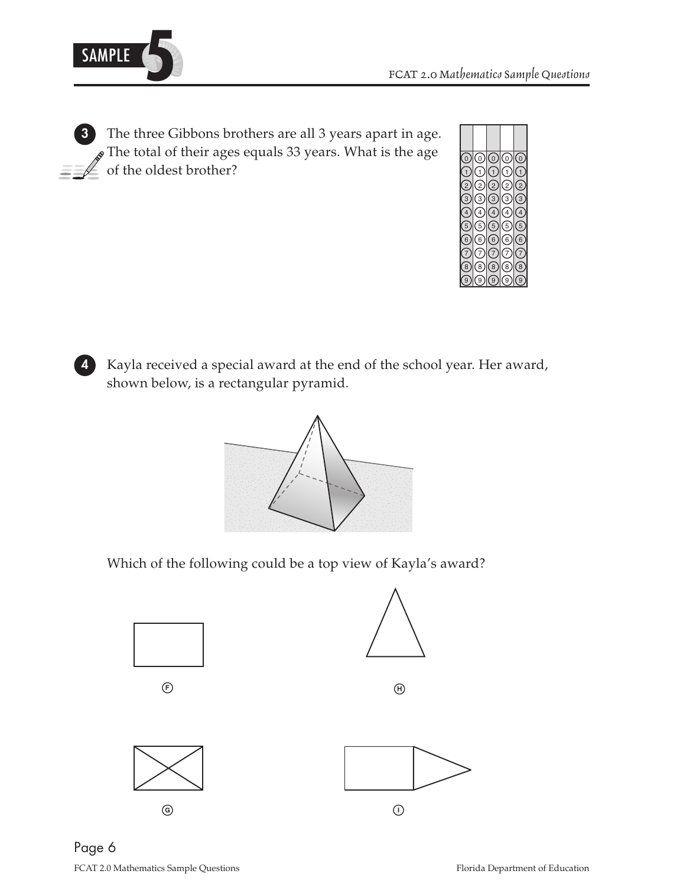**3** The three Gibbons brothers are all 3 years apart in age. The total of their ages equals 33 years. What is the age of the oldest brother?

**4** Kayla received a special award at the end of the school year. Her award, shown below, is a rectangular pyramid.

Which of the following could be a top view of Kayla's award?

Ⓕ

Ⓗ

Ⓖ

Ⓘ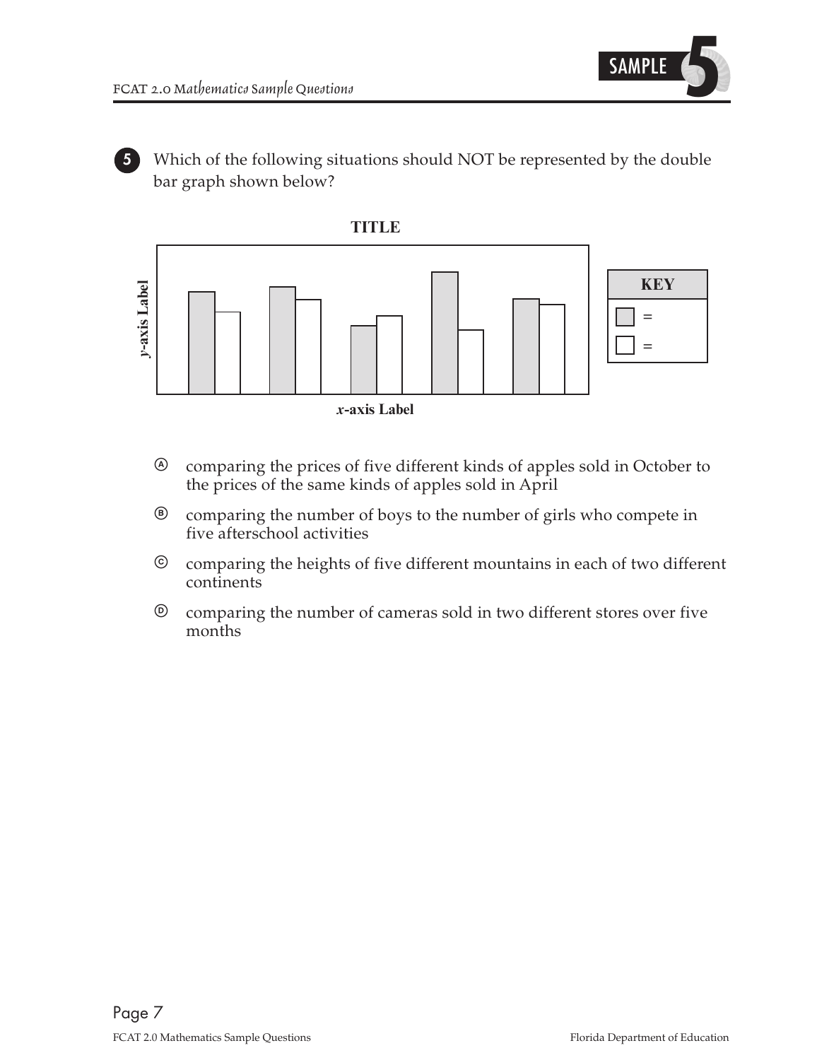**5** Which of the following situations should NOT be represented by the double bar graph shown below?

**TITLE**

*y*-axis Label

*x*-axis Label

| KEY |
|---|
| ▢ = |
| ▢ = |

Ⓐ comparing the prices of five different kinds of apples sold in October to the prices of the same kinds of apples sold in April

Ⓑ comparing the number of boys to the number of girls who compete in five afterschool activities

Ⓒ comparing the heights of five different mountains in each of two different continents

Ⓓ comparing the number of cameras sold in two different stores over five months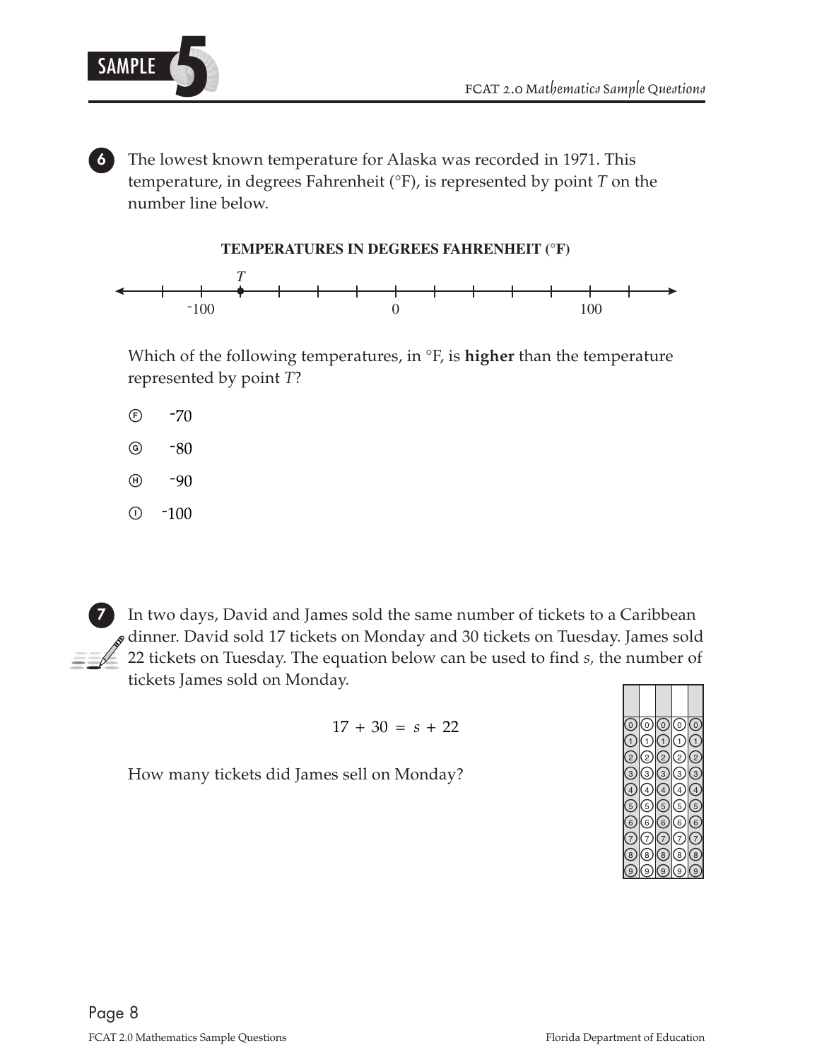**6** The lowest known temperature for Alaska was recorded in 1971. This temperature, in degrees Fahrenheit (°F), is represented by point $T$ on the number line below.

**TEMPERATURES IN DEGREES FAHRENHEIT (°F)**

Which of the following temperatures, in °F, is **higher** than the temperature represented by point $T$?

Ⓕ $^{-}70$

Ⓖ $^{-}80$

Ⓗ $^{-}90$

Ⓘ $^{-}100$

**7** In two days, David and James sold the same number of tickets to a Caribbean dinner. David sold 17 tickets on Monday and 30 tickets on Tuesday. James sold 22 tickets on Tuesday. The equation below can be used to find $s$, the number of tickets James sold on Monday.

$$17 + 30 = s + 22$$

How many tickets did James sell on Monday?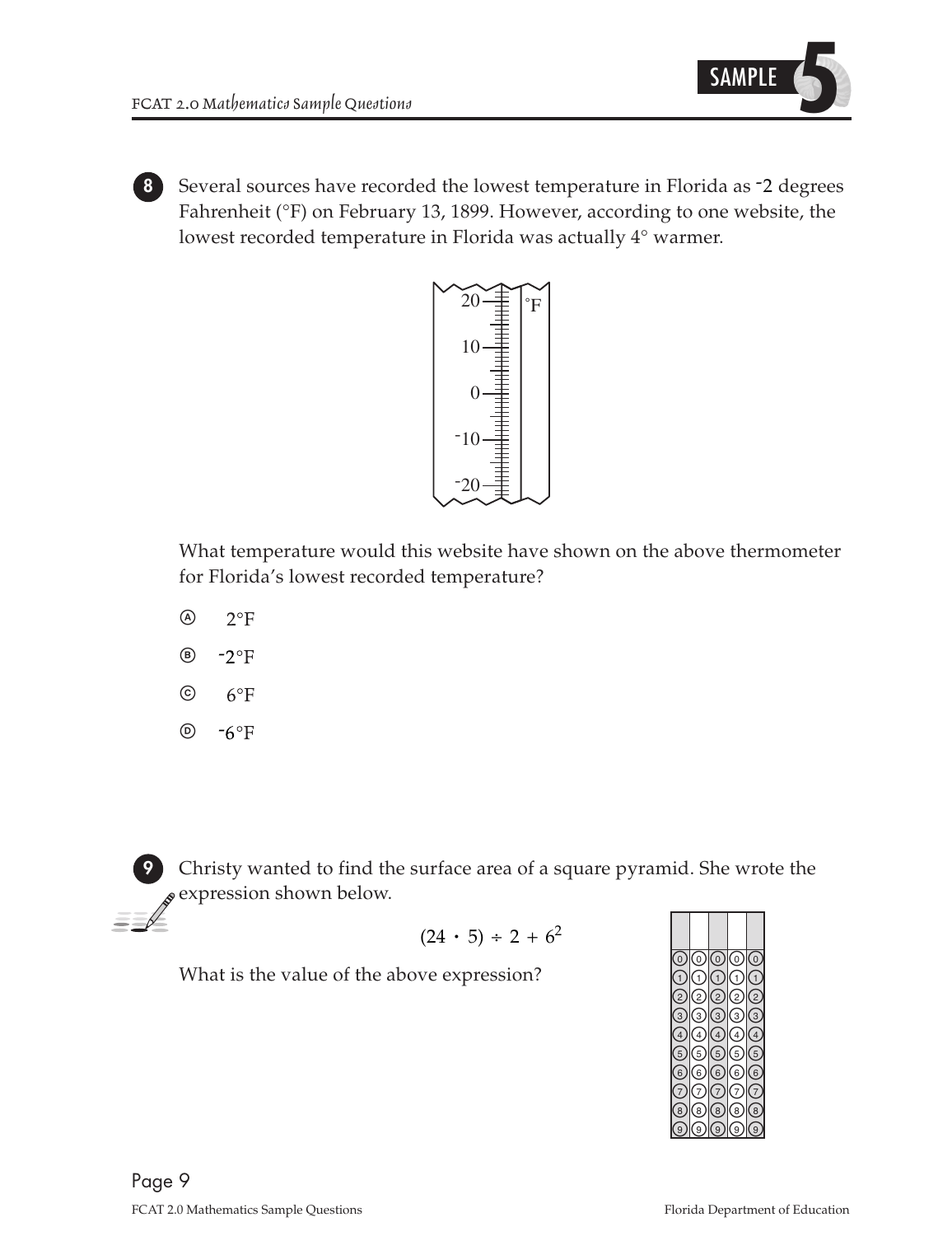**8** Several sources have recorded the lowest temperature in Florida as $^-2$ degrees Fahrenheit (°F) on February 13, 1899. However, according to one website, the lowest recorded temperature in Florida was actually 4° warmer.

What temperature would this website have shown on the above thermometer for Florida's lowest recorded temperature?

Ⓐ 2°F

Ⓑ $^-2$°F

Ⓒ 6°F

Ⓓ $^-6$°F

**9** Christy wanted to find the surface area of a square pyramid. She wrote the expression shown below.

$$(24 \cdot 5) \div 2 + 6^2$$

What is the value of the above expression?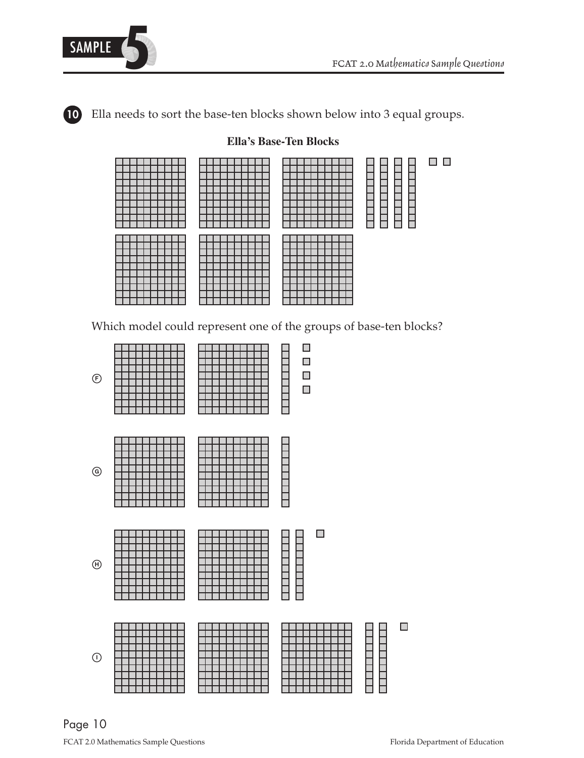**10** Ella needs to sort the base-ten blocks shown below into 3 equal groups.

**Ella's Base-Ten Blocks**

Which model could represent one of the groups of base-ten blocks?

Ⓕ

Ⓖ

Ⓗ

Ⓘ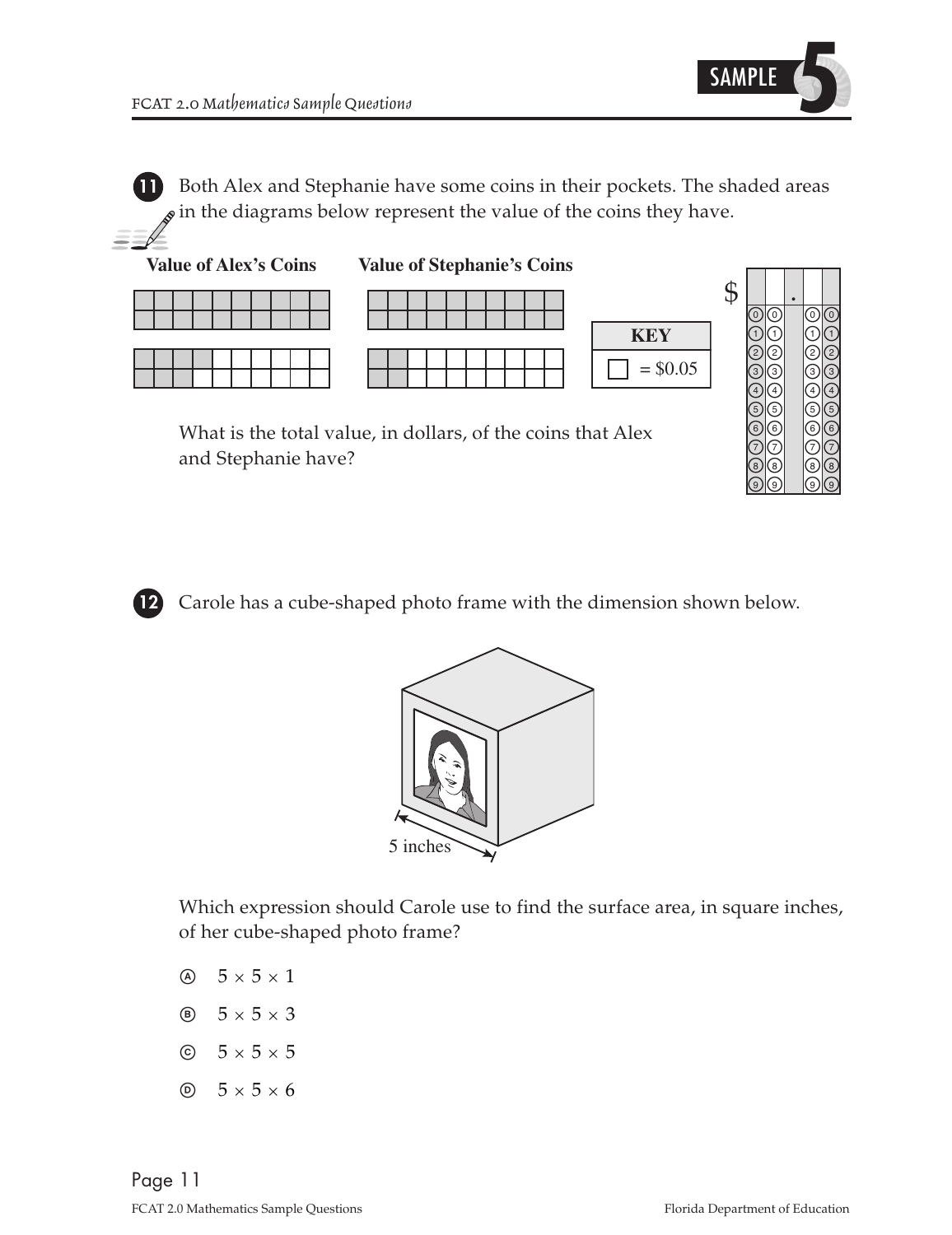**11** Both Alex and Stephanie have some coins in their pockets. The shaded areas in the diagrams below represent the value of the coins they have.

**Value of Alex's Coins** | **Value of Stephanie's Coins**

| KEY |
| --- |
| □ = $0.05 |

What is the total value, in dollars, of the coins that Alex and Stephanie have?

**12** Carole has a cube-shaped photo frame with the dimension shown below.

5 inches

Which expression should Carole use to find the surface area, in square inches, of her cube-shaped photo frame?

Ⓐ $5 \times 5 \times 1$

Ⓑ $5 \times 5 \times 3$

Ⓒ $5 \times 5 \times 5$

Ⓓ $5 \times 5 \times 6$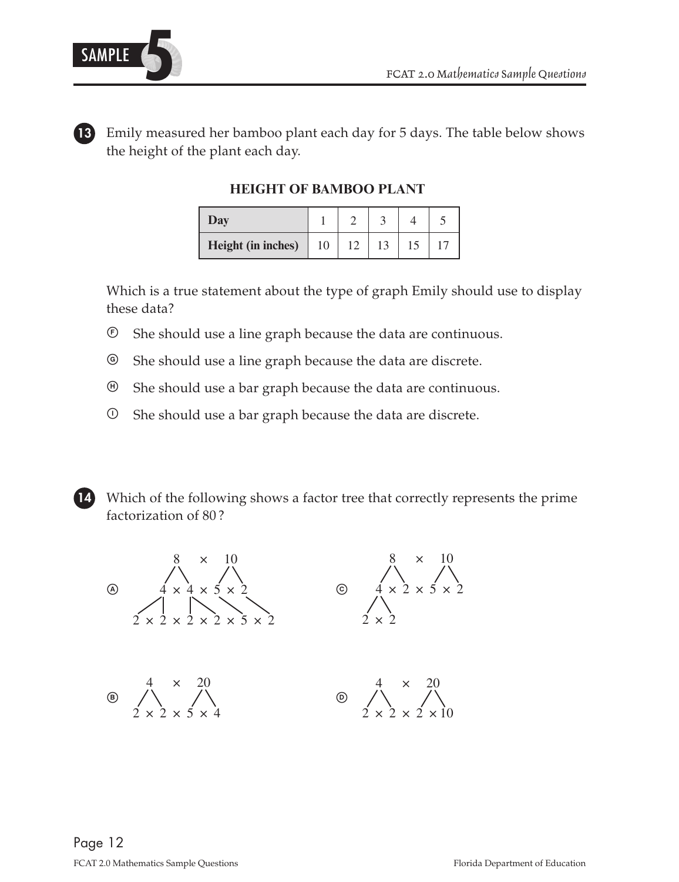**13** Emily measured her bamboo plant each day for 5 days. The table below shows the height of the plant each day.

**HEIGHT OF BAMBOO PLANT**

| **Day** | 1 | 2 | 3 | 4 | 5 |
|---|---|---|---|---|---|
| **Height (in inches)** | 10 | 12 | 13 | 15 | 17 |

Which is a true statement about the type of graph Emily should use to display these data?

Ⓕ She should use a line graph because the data are continuous.

Ⓖ She should use a line graph because the data are discrete.

Ⓗ She should use a bar graph because the data are continuous.

Ⓘ She should use a bar graph because the data are discrete.

**14** Which of the following shows a factor tree that correctly represents the prime factorization of 80?

Ⓐ
$$8 \times 10$$
$$4 \times 4 \times 5 \times 2$$
$$2 \times 2 \times 2 \times 2 \times 5 \times 2$$

Ⓑ
$$4 \times 20$$
$$2 \times 2 \times 5 \times 4$$

Ⓒ
$$8 \times 10$$
$$4 \times 2 \times 5 \times 2$$
$$2 \times 2$$

Ⓓ
$$4 \times 20$$
$$2 \times 2 \times 2 \times 10$$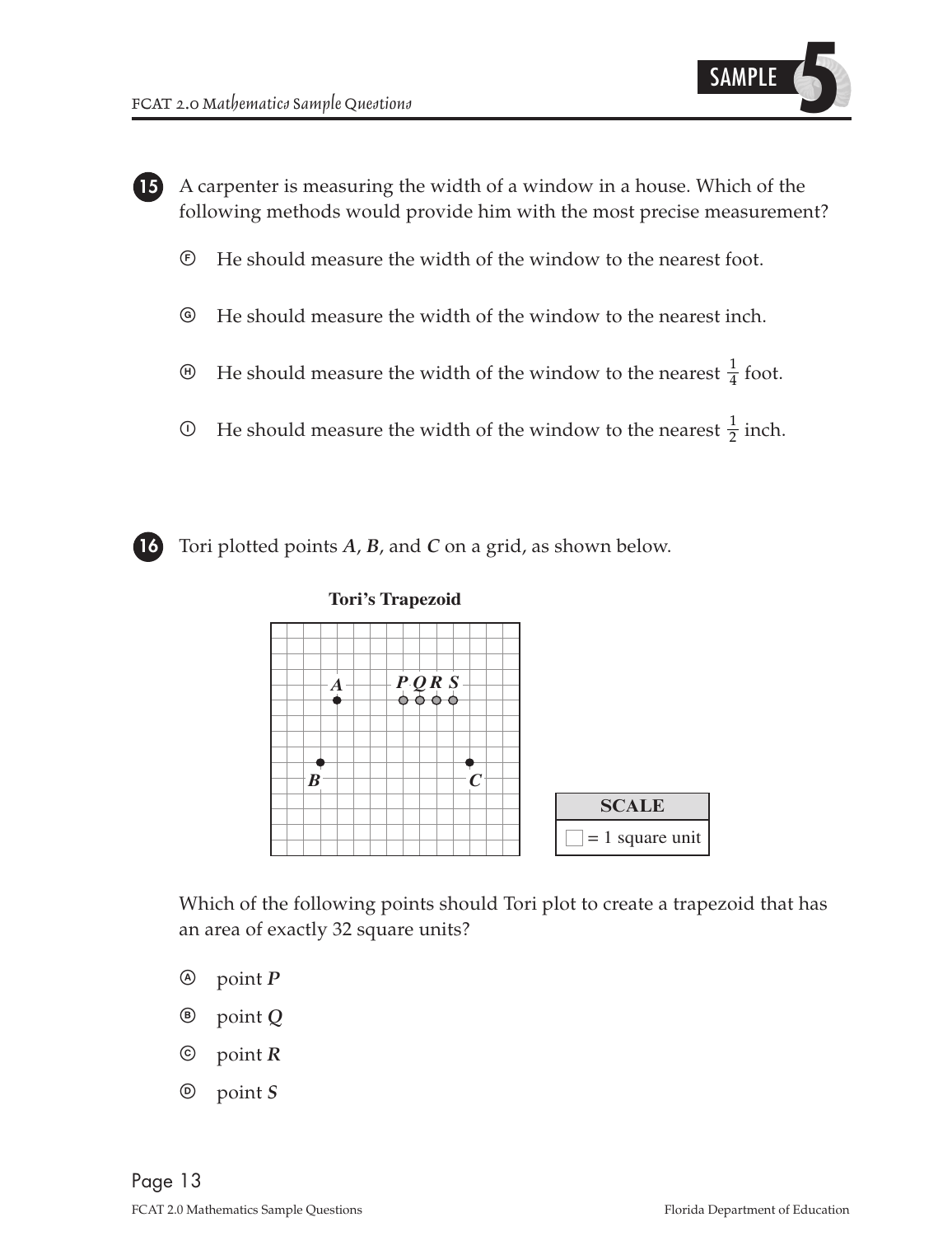**15** A carpenter is measuring the width of a window in a house. Which of the following methods would provide him with the most precise measurement?

- Ⓕ He should measure the width of the window to the nearest foot.
- Ⓖ He should measure the width of the window to the nearest inch.
- Ⓗ He should measure the width of the window to the nearest $\frac{1}{4}$ foot.
- Ⓘ He should measure the width of the window to the nearest $\frac{1}{2}$ inch.

**16** Tori plotted points ***A***, ***B***, and ***C*** on a grid, as shown below.

**Tori's Trapezoid**

| SCALE |
|---|
| □ = 1 square unit |

Which of the following points should Tori plot to create a trapezoid that has an area of exactly 32 square units?

- Ⓐ point ***P***
- Ⓑ point ***Q***
- Ⓒ point ***R***
- Ⓓ point ***S***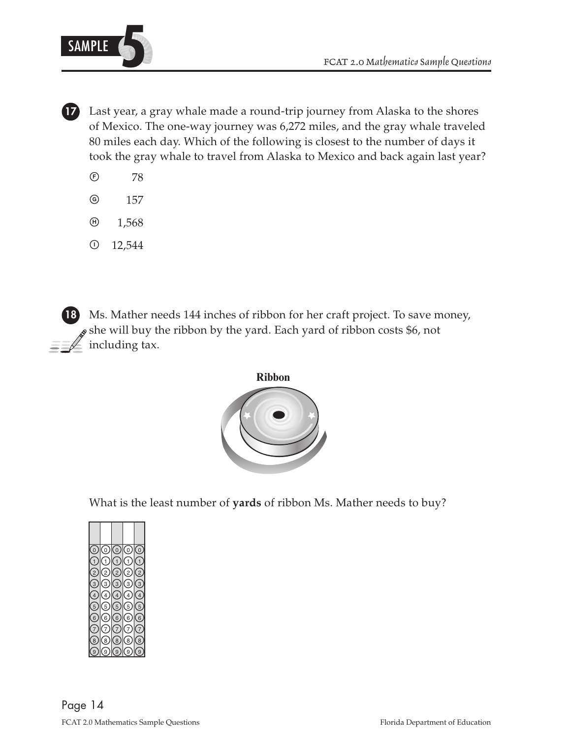**17** Last year, a gray whale made a round-trip journey from Alaska to the shores of Mexico. The one-way journey was 6,272 miles, and the gray whale traveled 80 miles each day. Which of the following is closest to the number of days it took the gray whale to travel from Alaska to Mexico and back again last year?

Ⓕ 78

Ⓖ 157

Ⓗ 1,568

Ⓘ 12,544

**18** Ms. Mather needs 144 inches of ribbon for her craft project. To save money, she will buy the ribbon by the yard. Each yard of ribbon costs $6, not including tax.

**Ribbon**

What is the least number of **yards** of ribbon Ms. Mather needs to buy?

| | | | | |
|---|---|---|---|---|
| 0 | 0 | 0 | 0 | 0 |
| 1 | 1 | 1 | 1 | 1 |
| 2 | 2 | 2 | 2 | 2 |
| 3 | 3 | 3 | 3 | 3 |
| 4 | 4 | 4 | 4 | 4 |
| 5 | 5 | 5 | 5 | 5 |
| 6 | 6 | 6 | 6 | 6 |
| 7 | 7 | 7 | 7 | 7 |
| 8 | 8 | 8 | 8 | 8 |
| 9 | 9 | 9 | 9 | 9 |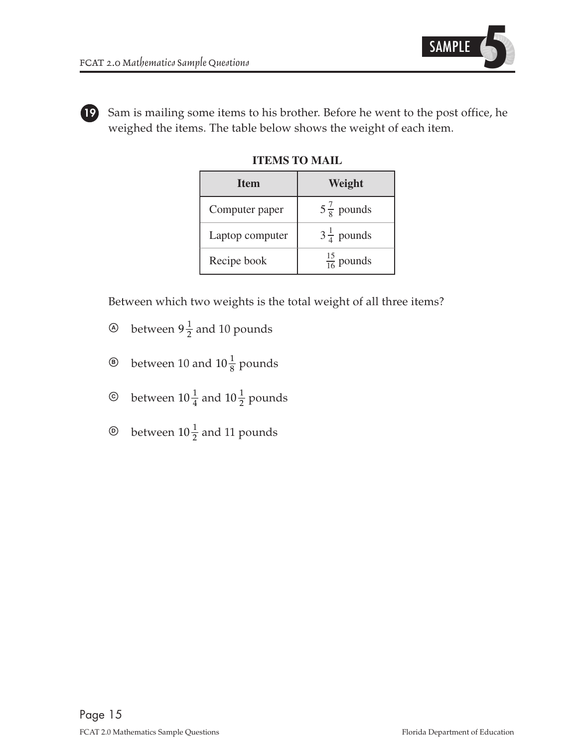**19** Sam is mailing some items to his brother. Before he went to the post office, he weighed the items. The table below shows the weight of each item.

**ITEMS TO MAIL**

| Item | Weight |
|---|---|
| Computer paper | $5\frac{7}{8}$ pounds |
| Laptop computer | $3\frac{1}{4}$ pounds |
| Recipe book | $\frac{15}{16}$ pounds |

Between which two weights is the total weight of all three items?

Ⓐ between $9\frac{1}{2}$ and 10 pounds

Ⓑ between 10 and $10\frac{1}{8}$ pounds

Ⓒ between $10\frac{1}{4}$ and $10\frac{1}{2}$ pounds

Ⓓ between $10\frac{1}{2}$ and 11 pounds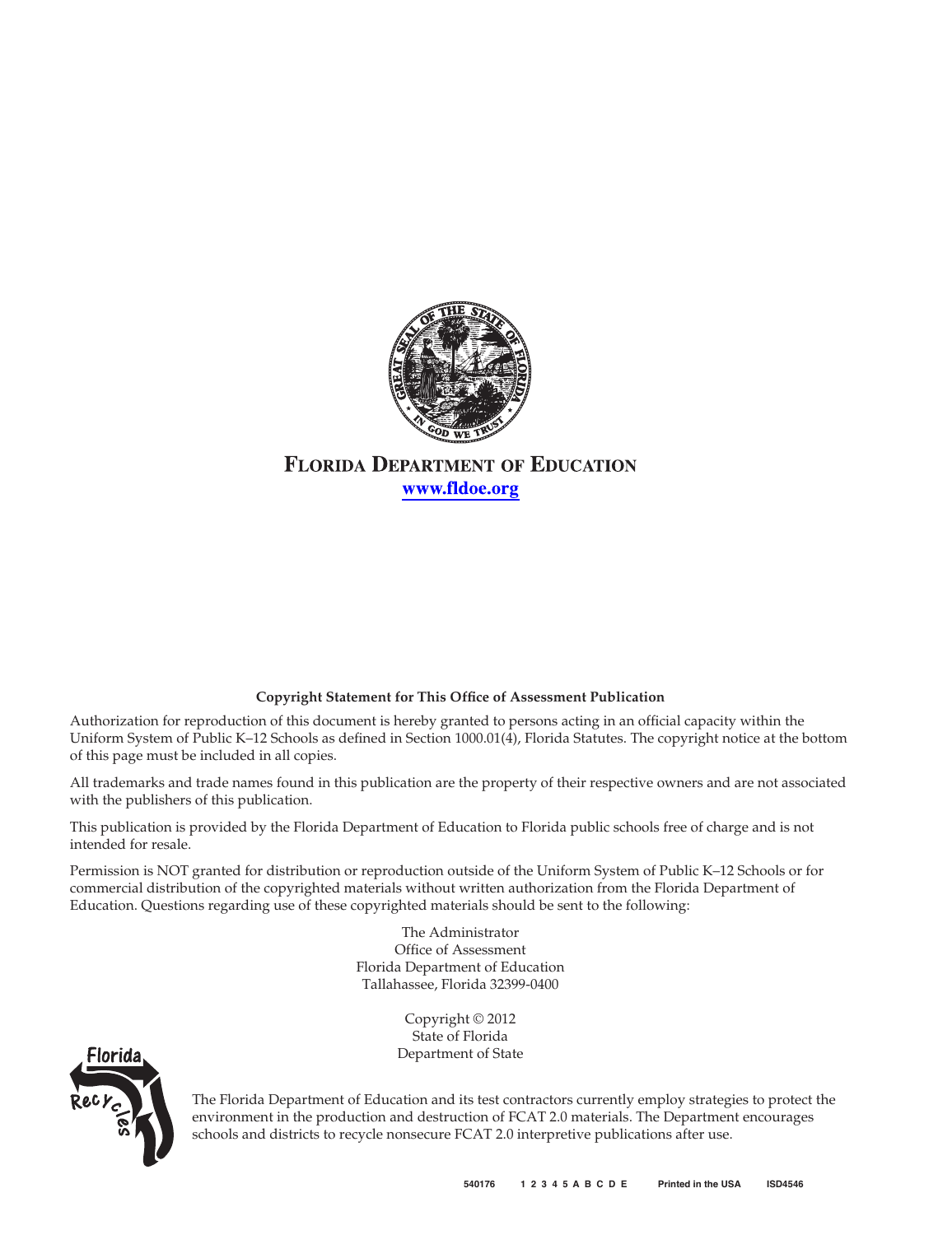**Florida Department of Education**

www.fldoe.org

**Copyright Statement for This Office of Assessment Publication**

Authorization for reproduction of this document is hereby granted to persons acting in an official capacity within the Uniform System of Public K–12 Schools as defined in Section 1000.01(4), Florida Statutes. The copyright notice at the bottom of this page must be included in all copies.

All trademarks and trade names found in this publication are the property of their respective owners and are not associated with the publishers of this publication.

This publication is provided by the Florida Department of Education to Florida public schools free of charge and is not intended for resale.

Permission is NOT granted for distribution or reproduction outside of the Uniform System of Public K–12 Schools or for commercial distribution of the copyrighted materials without written authorization from the Florida Department of Education. Questions regarding use of these copyrighted materials should be sent to the following:

The Administrator
Office of Assessment
Florida Department of Education
Tallahassee, Florida 32399-0400

Copyright © 2012
State of Florida
Department of State

The Florida Department of Education and its test contractors currently employ strategies to protect the environment in the production and destruction of FCAT 2.0 materials. The Department encourages schools and districts to recycle nonsecure FCAT 2.0 interpretive publications after use.

540176 1 2 3 4 5 A B C D E Printed in the USA ISD4546